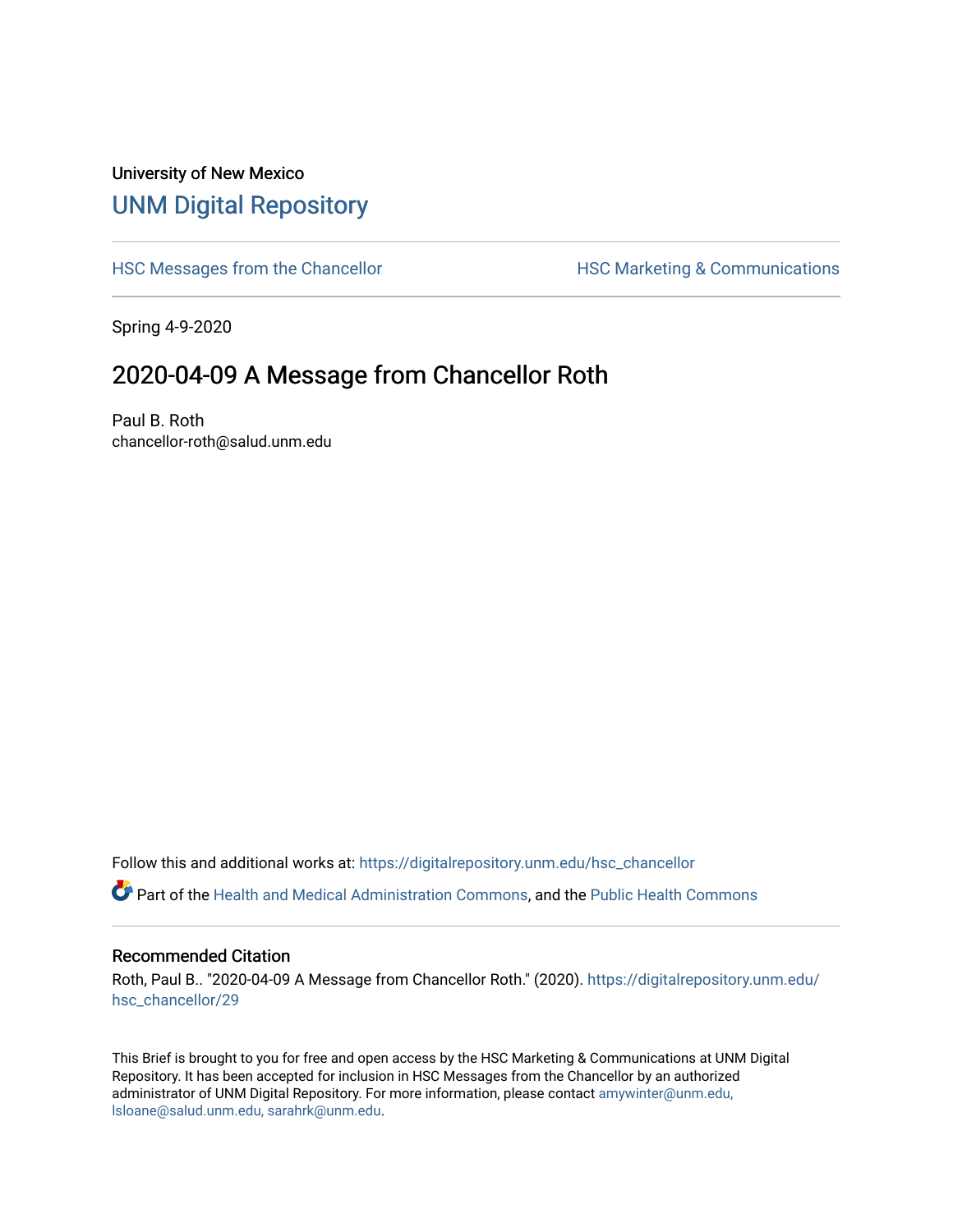University of New Mexico

# UNM Digital Repository

HSC Messages from the Chancellor — HSC Marketing & Communications

Spring 4-9-2020

## 2020-04-09 A Message from Chancellor Roth

Paul B. Roth
chancellor-roth@salud.unm.edu

Follow this and additional works at: https://digitalrepository.unm.edu/hsc_chancellor

Part of the Health and Medical Administration Commons, and the Public Health Commons

### Recommended Citation

Roth, Paul B.. "2020-04-09 A Message from Chancellor Roth." (2020). https://digitalrepository.unm.edu/hsc_chancellor/29

This Brief is brought to you for free and open access by the HSC Marketing & Communications at UNM Digital Repository. It has been accepted for inclusion in HSC Messages from the Chancellor by an authorized administrator of UNM Digital Repository. For more information, please contact amywinter@unm.edu, lsloane@salud.unm.edu, sarahrk@unm.edu.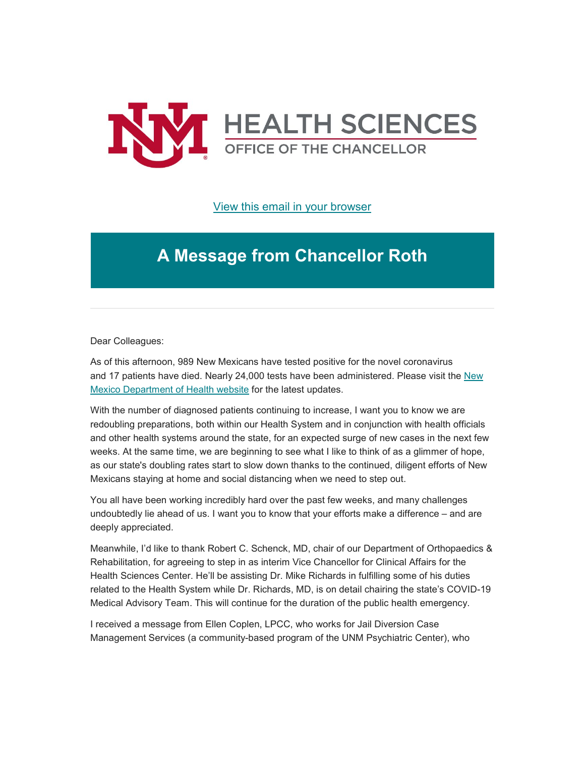[View this email in your browser]()

# A Message from Chancellor Roth

---

Dear Colleagues:

As of this afternoon, 989 New Mexicans have tested positive for the novel coronavirus and 17 patients have died. Nearly 24,000 tests have been administered. Please visit the [New Mexico Department of Health website]() for the latest updates.

With the number of diagnosed patients continuing to increase, I want you to know we are redoubling preparations, both within our Health System and in conjunction with health officials and other health systems around the state, for an expected surge of new cases in the next few weeks. At the same time, we are beginning to see what I like to think of as a glimmer of hope, as our state's doubling rates start to slow down thanks to the continued, diligent efforts of New Mexicans staying at home and social distancing when we need to step out.

You all have been working incredibly hard over the past few weeks, and many challenges undoubtedly lie ahead of us. I want you to know that your efforts make a difference – and are deeply appreciated.

Meanwhile, I'd like to thank Robert C. Schenck, MD, chair of our Department of Orthopaedics & Rehabilitation, for agreeing to step in as interim Vice Chancellor for Clinical Affairs for the Health Sciences Center. He'll be assisting Dr. Mike Richards in fulfilling some of his duties related to the Health System while Dr. Richards, MD, is on detail chairing the state's COVID-19 Medical Advisory Team. This will continue for the duration of the public health emergency.

I received a message from Ellen Coplen, LPCC, who works for Jail Diversion Case Management Services (a community-based program of the UNM Psychiatric Center), who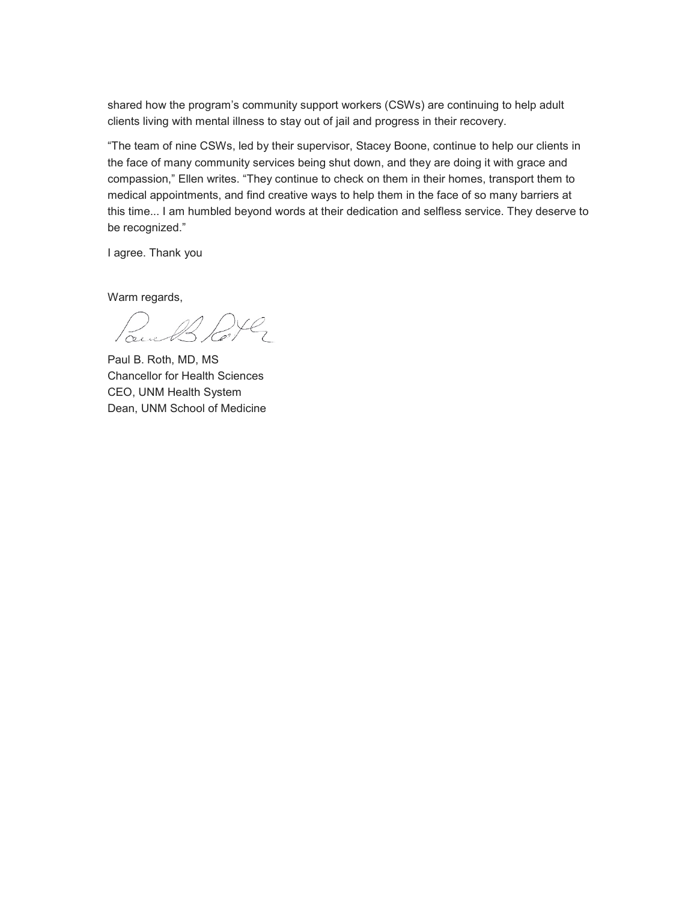shared how the program's community support workers (CSWs) are continuing to help adult clients living with mental illness to stay out of jail and progress in their recovery.

"The team of nine CSWs, led by their supervisor, Stacey Boone, continue to help our clients in the face of many community services being shut down, and they are doing it with grace and compassion," Ellen writes. "They continue to check on them in their homes, transport them to medical appointments, and find creative ways to help them in the face of so many barriers at this time... I am humbled beyond words at their dedication and selfless service. They deserve to be recognized."

I agree. Thank you

Warm regards,

Paul B. Roth, MD, MS
Chancellor for Health Sciences
CEO, UNM Health System
Dean, UNM School of Medicine